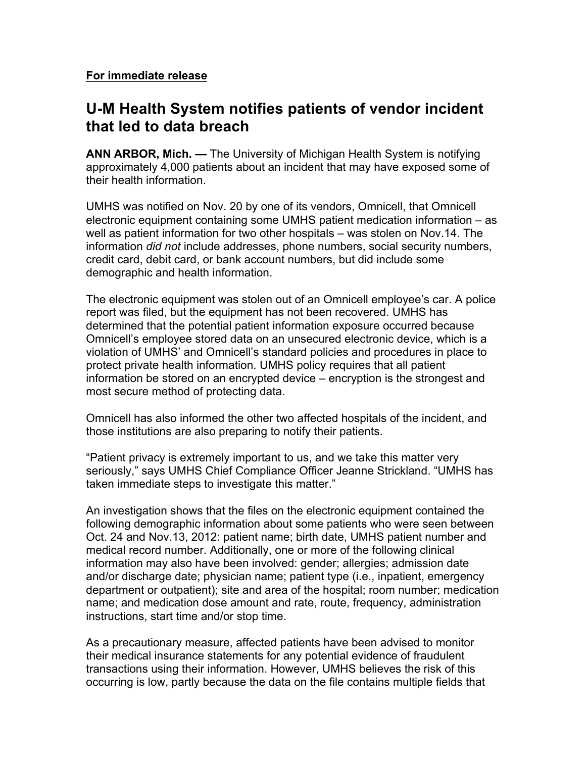**For immediate release**

# U-M Health System notifies patients of vendor incident that led to data breach

**ANN ARBOR, Mich. —** The University of Michigan Health System is notifying approximately 4,000 patients about an incident that may have exposed some of their health information.

UMHS was notified on Nov. 20 by one of its vendors, Omnicell, that Omnicell electronic equipment containing some UMHS patient medication information – as well as patient information for two other hospitals – was stolen on Nov.14. The information *did not* include addresses, phone numbers, social security numbers, credit card, debit card, or bank account numbers, but did include some demographic and health information.

The electronic equipment was stolen out of an Omnicell employee's car. A police report was filed, but the equipment has not been recovered. UMHS has determined that the potential patient information exposure occurred because Omnicell's employee stored data on an unsecured electronic device, which is a violation of UMHS' and Omnicell's standard policies and procedures in place to protect private health information. UMHS policy requires that all patient information be stored on an encrypted device – encryption is the strongest and most secure method of protecting data.

Omnicell has also informed the other two affected hospitals of the incident, and those institutions are also preparing to notify their patients.

"Patient privacy is extremely important to us, and we take this matter very seriously," says UMHS Chief Compliance Officer Jeanne Strickland. "UMHS has taken immediate steps to investigate this matter."

An investigation shows that the files on the electronic equipment contained the following demographic information about some patients who were seen between Oct. 24 and Nov.13, 2012: patient name; birth date, UMHS patient number and medical record number. Additionally, one or more of the following clinical information may also have been involved: gender; allergies; admission date and/or discharge date; physician name; patient type (i.e., inpatient, emergency department or outpatient); site and area of the hospital; room number; medication name; and medication dose amount and rate, route, frequency, administration instructions, start time and/or stop time.

As a precautionary measure, affected patients have been advised to monitor their medical insurance statements for any potential evidence of fraudulent transactions using their information. However, UMHS believes the risk of this occurring is low, partly because the data on the file contains multiple fields that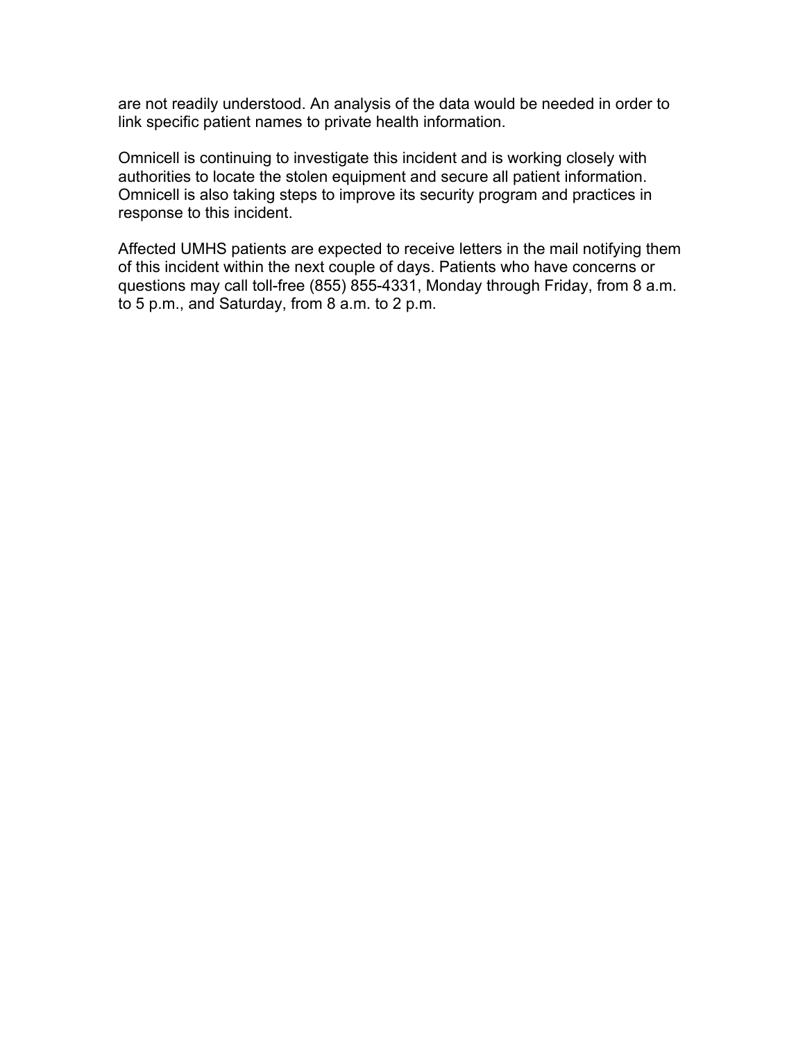are not readily understood. An analysis of the data would be needed in order to link specific patient names to private health information.

Omnicell is continuing to investigate this incident and is working closely with authorities to locate the stolen equipment and secure all patient information. Omnicell is also taking steps to improve its security program and practices in response to this incident.

Affected UMHS patients are expected to receive letters in the mail notifying them of this incident within the next couple of days. Patients who have concerns or questions may call toll-free (855) 855-4331, Monday through Friday, from 8 a.m. to 5 p.m., and Saturday, from 8 a.m. to 2 p.m.